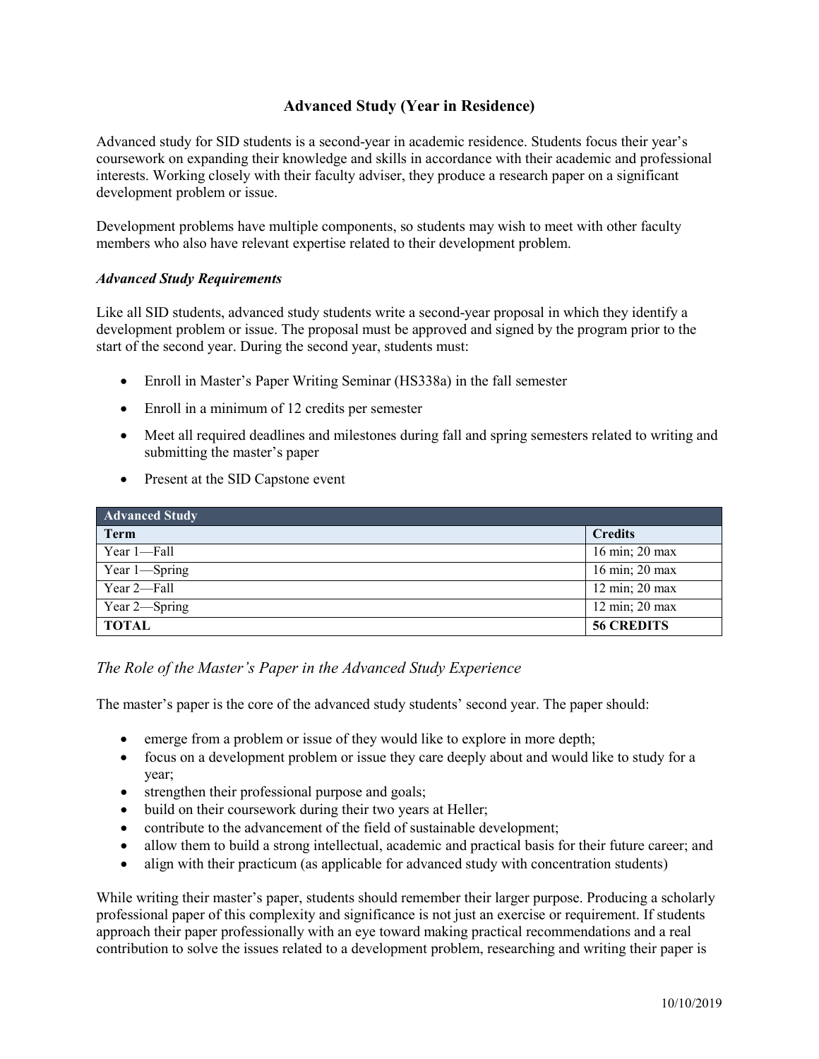# Advanced Study (Year in Residence)

Advanced study for SID students is a second-year in academic residence. Students focus their year's coursework on expanding their knowledge and skills in accordance with their academic and professional interests. Working closely with their faculty adviser, they produce a research paper on a significant development problem or issue.

Development problems have multiple components, so students may wish to meet with other faculty members who also have relevant expertise related to their development problem.

### *Advanced Study Requirements*

Like all SID students, advanced study students write a second-year proposal in which they identify a development problem or issue. The proposal must be approved and signed by the program prior to the start of the second year. During the second year, students must:

- Enroll in Master's Paper Writing Seminar (HS338a) in the fall semester
- Enroll in a minimum of 12 credits per semester
- Meet all required deadlines and milestones during fall and spring semesters related to writing and submitting the master's paper
- Present at the SID Capstone event

| Advanced Study | |
|---|---|
| **Term** | **Credits** |
| Year 1—Fall | 16 min; 20 max |
| Year 1—Spring | 16 min; 20 max |
| Year 2—Fall | 12 min; 20 max |
| Year 2—Spring | 12 min; 20 max |
| **TOTAL** | **56 CREDITS** |

### *The Role of the Master's Paper in the Advanced Study Experience*

The master's paper is the core of the advanced study students' second year. The paper should:

- emerge from a problem or issue of they would like to explore in more depth;
- focus on a development problem or issue they care deeply about and would like to study for a year;
- strengthen their professional purpose and goals;
- build on their coursework during their two years at Heller;
- contribute to the advancement of the field of sustainable development;
- allow them to build a strong intellectual, academic and practical basis for their future career; and
- align with their practicum (as applicable for advanced study with concentration students)

While writing their master's paper, students should remember their larger purpose. Producing a scholarly professional paper of this complexity and significance is not just an exercise or requirement. If students approach their paper professionally with an eye toward making practical recommendations and a real contribution to solve the issues related to a development problem, researching and writing their paper is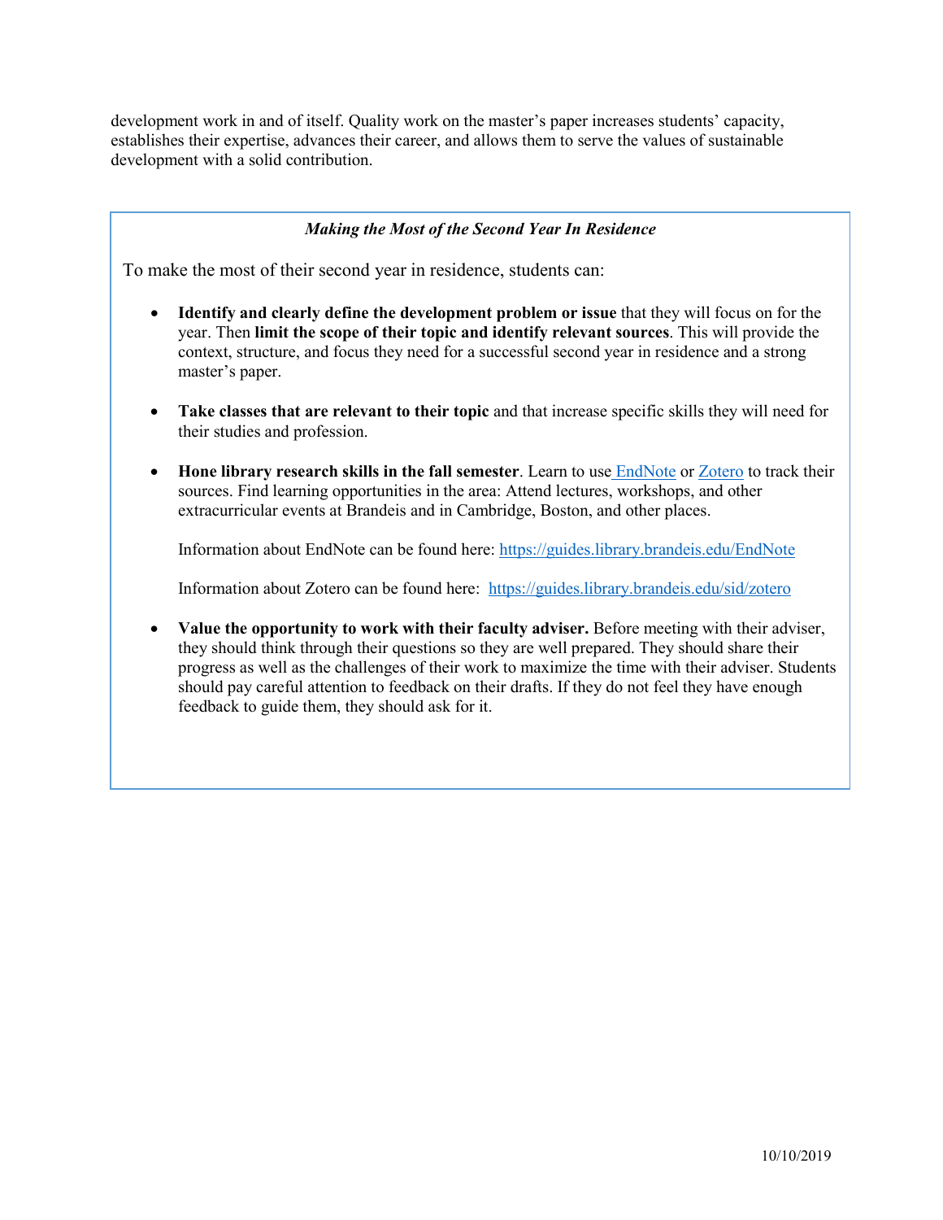development work in and of itself. Quality work on the master's paper increases students' capacity, establishes their expertise, advances their career, and allows them to serve the values of sustainable development with a solid contribution.

***Making the Most of the Second Year In Residence***

To make the most of their second year in residence, students can:

- **Identify and clearly define the development problem or issue** that they will focus on for the year. Then **limit the scope of their topic and identify relevant sources**. This will provide the context, structure, and focus they need for a successful second year in residence and a strong master's paper.

- **Take classes that are relevant to their topic** and that increase specific skills they will need for their studies and profession.

- **Hone library research skills in the fall semester**. Learn to use [EndNote](https://guides.library.brandeis.edu/EndNote) or [Zotero](https://guides.library.brandeis.edu/sid/zotero) to track their sources. Find learning opportunities in the area: Attend lectures, workshops, and other extracurricular events at Brandeis and in Cambridge, Boston, and other places.

  Information about EndNote can be found here: https://guides.library.brandeis.edu/EndNote

  Information about Zotero can be found here: https://guides.library.brandeis.edu/sid/zotero

- **Value the opportunity to work with their faculty adviser.** Before meeting with their adviser, they should think through their questions so they are well prepared. They should share their progress as well as the challenges of their work to maximize the time with their adviser. Students should pay careful attention to feedback on their drafts. If they do not feel they have enough feedback to guide them, they should ask for it.

10/10/2019